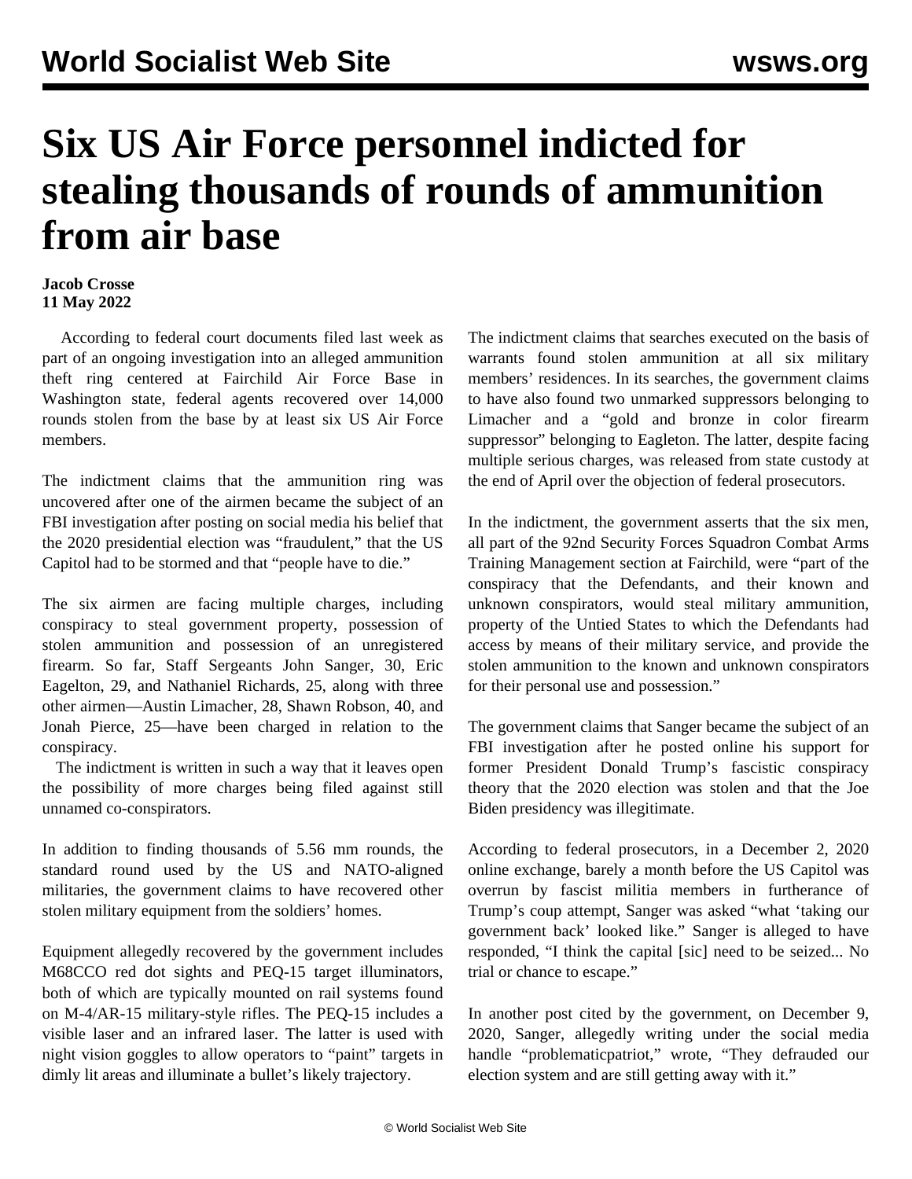# Six US Air Force personnel indicted for stealing thousands of rounds of ammunition from air base

**Jacob Crosse**
**11 May 2022**

According to federal court documents filed last week as part of an ongoing investigation into an alleged ammunition theft ring centered at Fairchild Air Force Base in Washington state, federal agents recovered over 14,000 rounds stolen from the base by at least six US Air Force members.

The indictment claims that the ammunition ring was uncovered after one of the airmen became the subject of an FBI investigation after posting on social media his belief that the 2020 presidential election was "fraudulent," that the US Capitol had to be stormed and that "people have to die."

The six airmen are facing multiple charges, including conspiracy to steal government property, possession of stolen ammunition and possession of an unregistered firearm. So far, Staff Sergeants John Sanger, 30, Eric Eagelton, 29, and Nathaniel Richards, 25, along with three other airmen—Austin Limacher, 28, Shawn Robson, 40, and Jonah Pierce, 25—have been charged in relation to the conspiracy.

The indictment is written in such a way that it leaves open the possibility of more charges being filed against still unnamed co-conspirators.

In addition to finding thousands of 5.56 mm rounds, the standard round used by the US and NATO-aligned militaries, the government claims to have recovered other stolen military equipment from the soldiers' homes.

Equipment allegedly recovered by the government includes M68CCO red dot sights and PEQ-15 target illuminators, both of which are typically mounted on rail systems found on M-4/AR-15 military-style rifles. The PEQ-15 includes a visible laser and an infrared laser. The latter is used with night vision goggles to allow operators to "paint" targets in dimly lit areas and illuminate a bullet's likely trajectory.

The indictment claims that searches executed on the basis of warrants found stolen ammunition at all six military members' residences. In its searches, the government claims to have also found two unmarked suppressors belonging to Limacher and a "gold and bronze in color firearm suppressor" belonging to Eagleton. The latter, despite facing multiple serious charges, was released from state custody at the end of April over the objection of federal prosecutors.

In the indictment, the government asserts that the six men, all part of the 92nd Security Forces Squadron Combat Arms Training Management section at Fairchild, were "part of the conspiracy that the Defendants, and their known and unknown conspirators, would steal military ammunition, property of the Untied States to which the Defendants had access by means of their military service, and provide the stolen ammunition to the known and unknown conspirators for their personal use and possession."

The government claims that Sanger became the subject of an FBI investigation after he posted online his support for former President Donald Trump's fascistic conspiracy theory that the 2020 election was stolen and that the Joe Biden presidency was illegitimate.

According to federal prosecutors, in a December 2, 2020 online exchange, barely a month before the US Capitol was overrun by fascist militia members in furtherance of Trump's coup attempt, Sanger was asked "what 'taking our government back' looked like." Sanger is alleged to have responded, "I think the capital [sic] need to be seized... No trial or chance to escape."

In another post cited by the government, on December 9, 2020, Sanger, allegedly writing under the social media handle "problematicpatriot," wrote, "They defrauded our election system and are still getting away with it."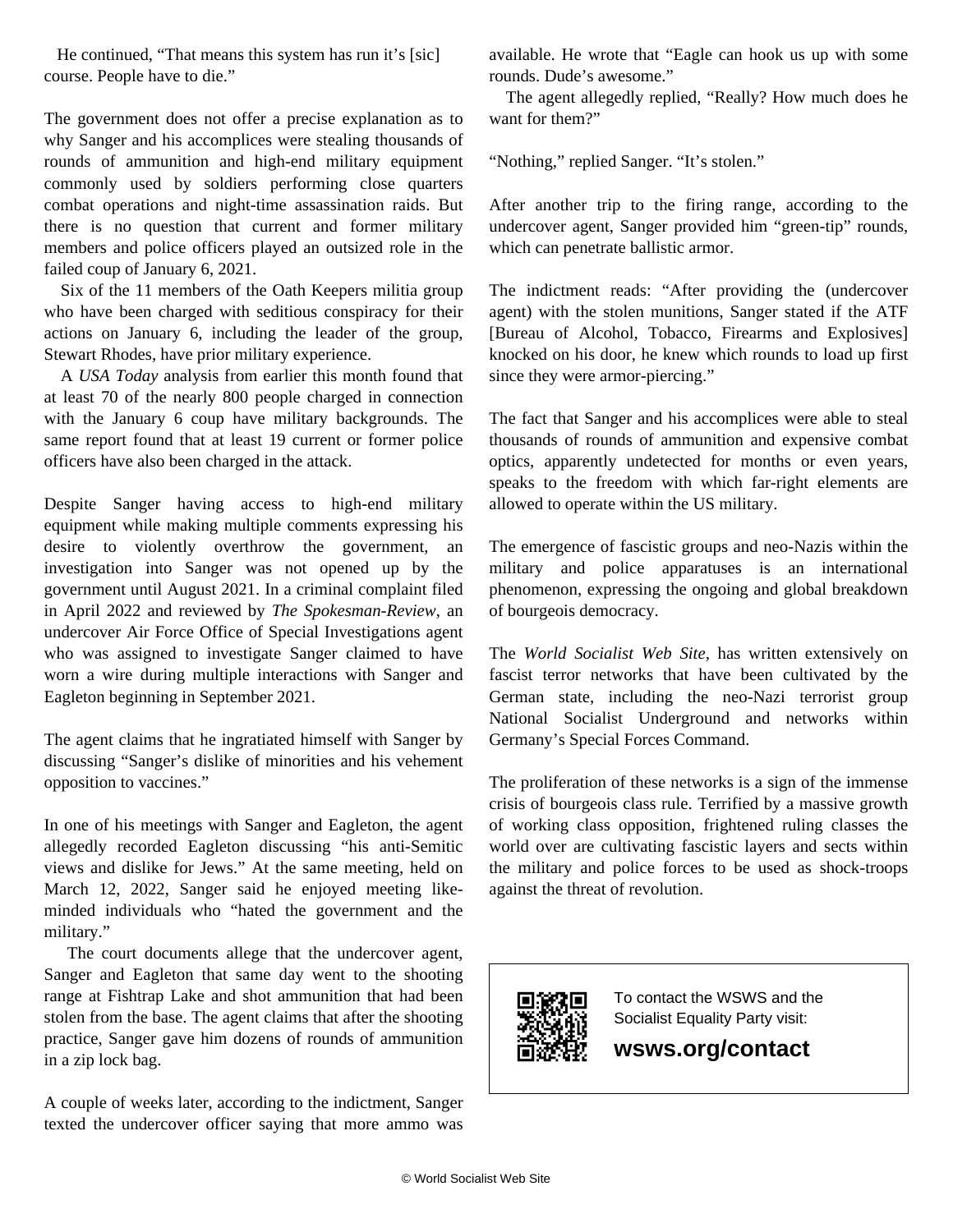He continued, "That means this system has run it's [sic] course. People have to die."

The government does not offer a precise explanation as to why Sanger and his accomplices were stealing thousands of rounds of ammunition and high-end military equipment commonly used by soldiers performing close quarters combat operations and night-time assassination raids. But there is no question that current and former military members and police officers played an outsized role in the failed coup of January 6, 2021.

Six of the 11 members of the Oath Keepers militia group who have been charged with seditious conspiracy for their actions on January 6, including the leader of the group, Stewart Rhodes, have prior military experience.

A *USA Today* analysis from earlier this month found that at least 70 of the nearly 800 people charged in connection with the January 6 coup have military backgrounds. The same report found that at least 19 current or former police officers have also been charged in the attack.

Despite Sanger having access to high-end military equipment while making multiple comments expressing his desire to violently overthrow the government, an investigation into Sanger was not opened up by the government until August 2021. In a criminal complaint filed in April 2022 and reviewed by *The Spokesman-Review*, an undercover Air Force Office of Special Investigations agent who was assigned to investigate Sanger claimed to have worn a wire during multiple interactions with Sanger and Eagleton beginning in September 2021.

The agent claims that he ingratiated himself with Sanger by discussing "Sanger's dislike of minorities and his vehement opposition to vaccines."

In one of his meetings with Sanger and Eagleton, the agent allegedly recorded Eagleton discussing "his anti-Semitic views and dislike for Jews." At the same meeting, held on March 12, 2022, Sanger said he enjoyed meeting like-minded individuals who "hated the government and the military."

The court documents allege that the undercover agent, Sanger and Eagleton that same day went to the shooting range at Fishtrap Lake and shot ammunition that had been stolen from the base. The agent claims that after the shooting practice, Sanger gave him dozens of rounds of ammunition in a zip lock bag.

A couple of weeks later, according to the indictment, Sanger texted the undercover officer saying that more ammo was available. He wrote that "Eagle can hook us up with some rounds. Dude's awesome."

The agent allegedly replied, "Really? How much does he want for them?"

"Nothing," replied Sanger. "It's stolen."

After another trip to the firing range, according to the undercover agent, Sanger provided him "green-tip" rounds, which can penetrate ballistic armor.

The indictment reads: "After providing the (undercover agent) with the stolen munitions, Sanger stated if the ATF [Bureau of Alcohol, Tobacco, Firearms and Explosives] knocked on his door, he knew which rounds to load up first since they were armor-piercing."

The fact that Sanger and his accomplices were able to steal thousands of rounds of ammunition and expensive combat optics, apparently undetected for months or even years, speaks to the freedom with which far-right elements are allowed to operate within the US military.

The emergence of fascistic groups and neo-Nazis within the military and police apparatuses is an international phenomenon, expressing the ongoing and global breakdown of bourgeois democracy.

The *World Socialist Web Site,* has written extensively on fascist terror networks that have been cultivated by the German state, including the neo-Nazi terrorist group National Socialist Underground and networks within Germany's Special Forces Command.

The proliferation of these networks is a sign of the immense crisis of bourgeois class rule. Terrified by a massive growth of working class opposition, frightened ruling classes the world over are cultivating fascistic layers and sects within the military and police forces to be used as shock-troops against the threat of revolution.

To contact the WSWS and the Socialist Equality Party visit:

**wsws.org/contact**